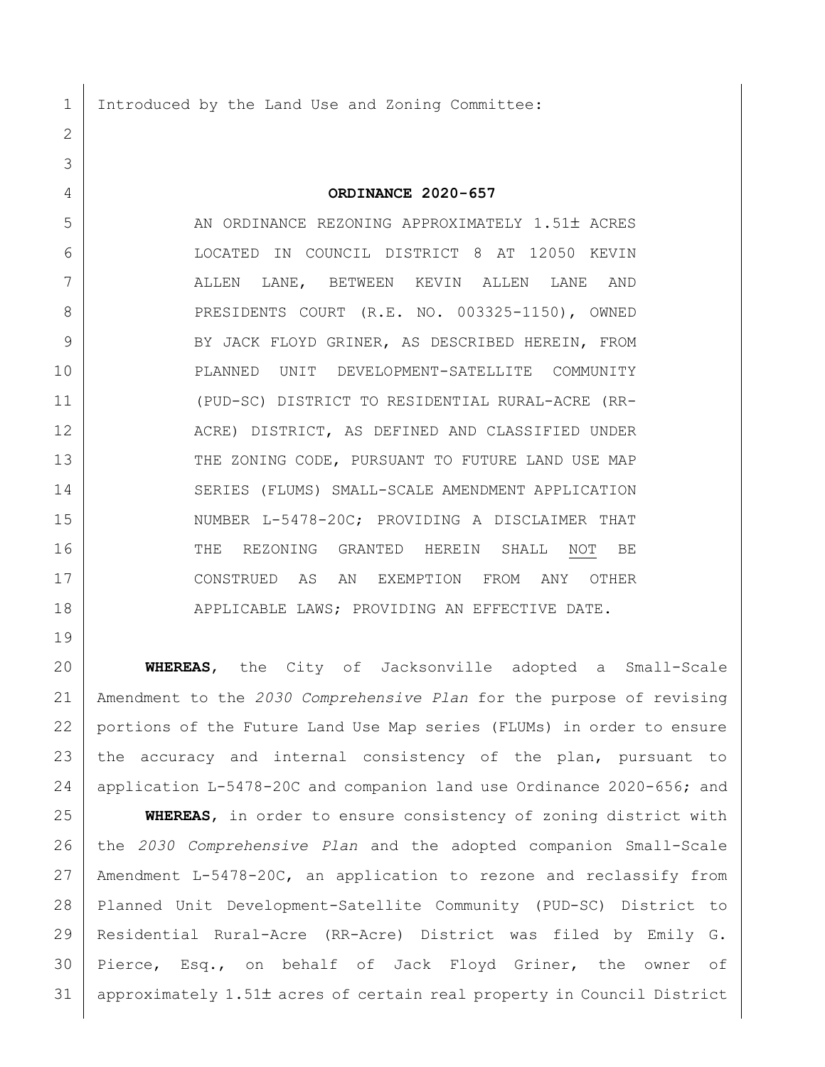Introduced by the Land Use and Zoning Committee:

**ORDINANCE 2020-657**

AN ORDINANCE REZONING APPROXIMATELY 1.51± ACRES LOCATED IN COUNCIL DISTRICT 8 AT 12050 KEVIN ALLEN LANE, BETWEEN KEVIN ALLEN LANE AND PRESIDENTS COURT (R.E. NO. 003325-1150), OWNED BY JACK FLOYD GRINER, AS DESCRIBED HEREIN, FROM PLANNED UNIT DEVELOPMENT-SATELLITE COMMUNITY (PUD-SC) DISTRICT TO RESIDENTIAL RURAL-ACRE (RR-ACRE) DISTRICT, AS DEFINED AND CLASSIFIED UNDER THE ZONING CODE, PURSUANT TO FUTURE LAND USE MAP SERIES (FLUMS) SMALL-SCALE AMENDMENT APPLICATION NUMBER L-5478-20C; PROVIDING A DISCLAIMER THAT THE REZONING GRANTED HEREIN SHALL NOT BE CONSTRUED AS AN EXEMPTION FROM ANY OTHER APPLICABLE LAWS; PROVIDING AN EFFECTIVE DATE.

**WHEREAS**, the City of Jacksonville adopted a Small-Scale Amendment to the *2030 Comprehensive Plan* for the purpose of revising portions of the Future Land Use Map series (FLUMs) in order to ensure the accuracy and internal consistency of the plan, pursuant to application L-5478-20C and companion land use Ordinance 2020-656; and

**WHEREAS**, in order to ensure consistency of zoning district with the *2030 Comprehensive Plan* and the adopted companion Small-Scale Amendment L-5478-20C, an application to rezone and reclassify from Planned Unit Development-Satellite Community (PUD-SC) District to Residential Rural-Acre (RR-Acre) District was filed by Emily G. Pierce, Esq., on behalf of Jack Floyd Griner, the owner of approximately 1.51± acres of certain real property in Council District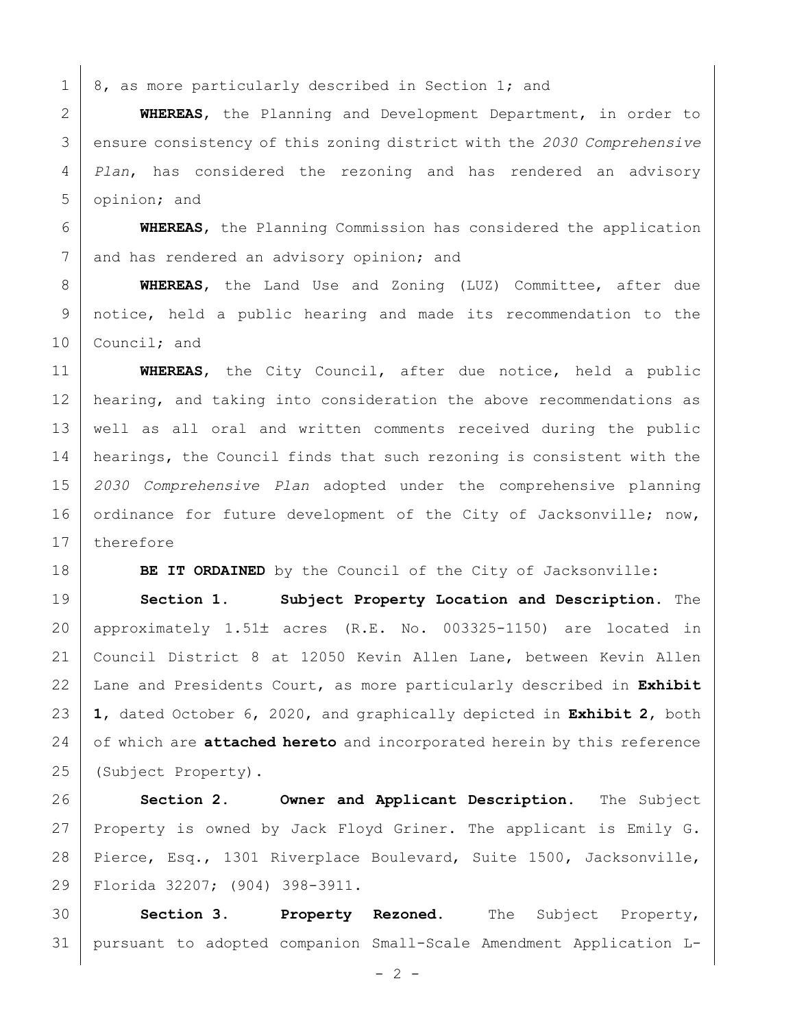8, as more particularly described in Section 1; and

**WHEREAS**, the Planning and Development Department, in order to ensure consistency of this zoning district with the *2030 Comprehensive Plan*, has considered the rezoning and has rendered an advisory opinion; and

**WHEREAS**, the Planning Commission has considered the application and has rendered an advisory opinion; and

**WHEREAS**, the Land Use and Zoning (LUZ) Committee, after due notice, held a public hearing and made its recommendation to the Council; and

**WHEREAS**, the City Council, after due notice, held a public hearing, and taking into consideration the above recommendations as well as all oral and written comments received during the public hearings, the Council finds that such rezoning is consistent with the *2030 Comprehensive Plan* adopted under the comprehensive planning ordinance for future development of the City of Jacksonville; now, therefore

**BE IT ORDAINED** by the Council of the City of Jacksonville:

**Section 1. Subject Property Location and Description.** The approximately 1.51± acres (R.E. No. 003325-1150) are located in Council District 8 at 12050 Kevin Allen Lane, between Kevin Allen Lane and Presidents Court, as more particularly described in **Exhibit 1**, dated October 6, 2020, and graphically depicted in **Exhibit 2**, both of which are **attached hereto** and incorporated herein by this reference (Subject Property).

**Section 2. Owner and Applicant Description.** The Subject Property is owned by Jack Floyd Griner. The applicant is Emily G. Pierce, Esq., 1301 Riverplace Boulevard, Suite 1500, Jacksonville, Florida 32207; (904) 398-3911.

**Section 3. Property Rezoned.** The Subject Property, pursuant to adopted companion Small-Scale Amendment Application L-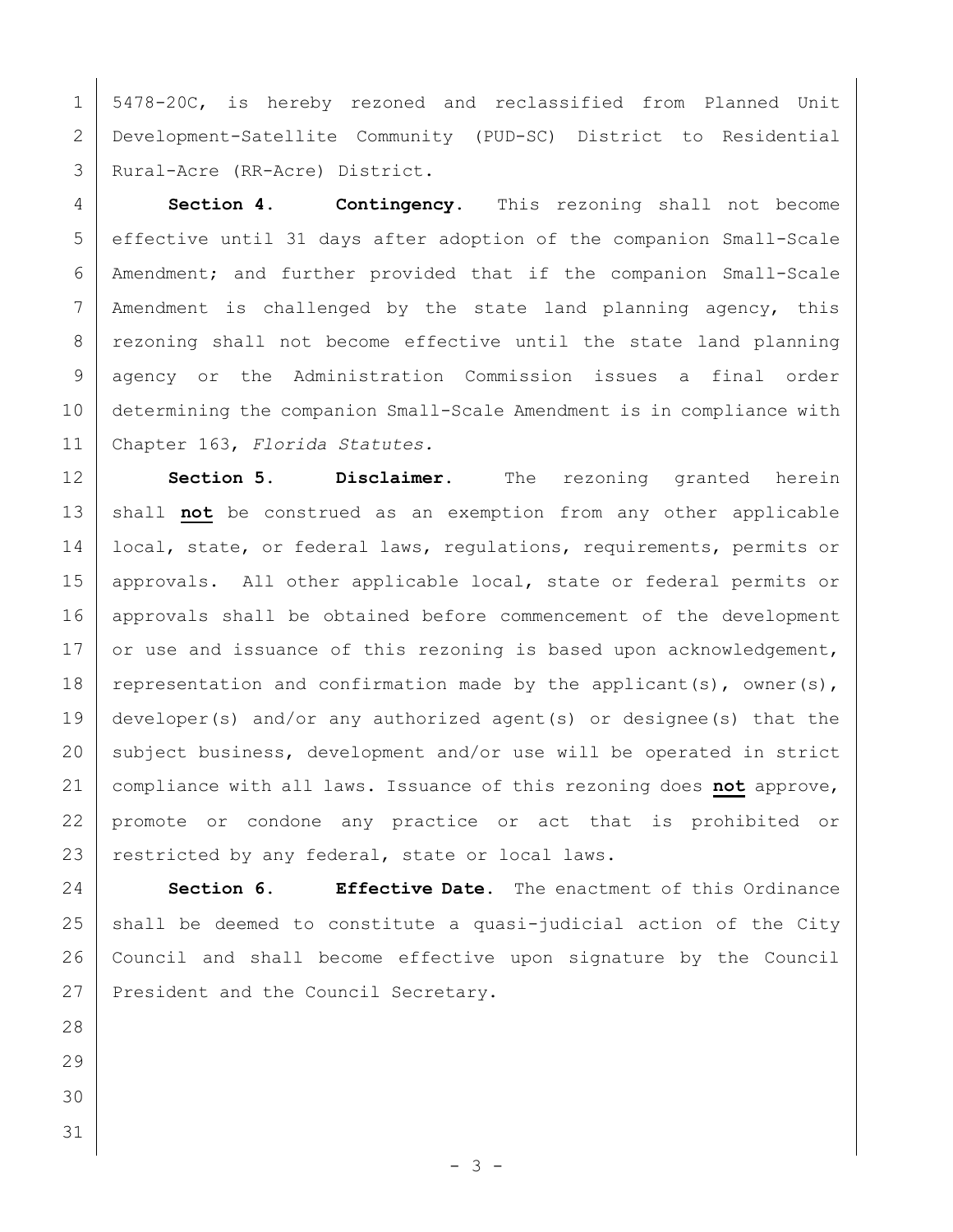5478-20C, is hereby rezoned and reclassified from Planned Unit Development-Satellite Community (PUD-SC) District to Residential Rural-Acre (RR-Acre) District.

**Section 4. Contingency.** This rezoning shall not become effective until 31 days after adoption of the companion Small-Scale Amendment; and further provided that if the companion Small-Scale Amendment is challenged by the state land planning agency, this rezoning shall not become effective until the state land planning agency or the Administration Commission issues a final order determining the companion Small-Scale Amendment is in compliance with Chapter 163, *Florida Statutes.*

**Section 5. Disclaimer.** The rezoning granted herein shall **not** be construed as an exemption from any other applicable local, state, or federal laws, regulations, requirements, permits or approvals. All other applicable local, state or federal permits or approvals shall be obtained before commencement of the development or use and issuance of this rezoning is based upon acknowledgement, representation and confirmation made by the applicant(s), owner(s), developer(s) and/or any authorized agent(s) or designee(s) that the subject business, development and/or use will be operated in strict compliance with all laws. Issuance of this rezoning does **not** approve, promote or condone any practice or act that is prohibited or restricted by any federal, state or local laws.

**Section 6. Effective Date.** The enactment of this Ordinance shall be deemed to constitute a quasi-judicial action of the City Council and shall become effective upon signature by the Council President and the Council Secretary.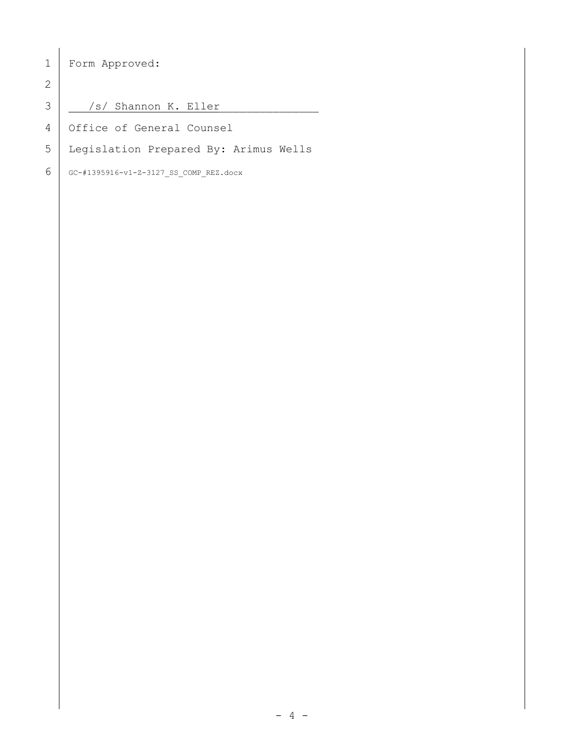Form Approved:

/s/ Shannon K. Eller

Office of General Counsel

Legislation Prepared By: Arimus Wells

GC-#1395916-v1-Z-3127_SS_COMP_REZ.docx